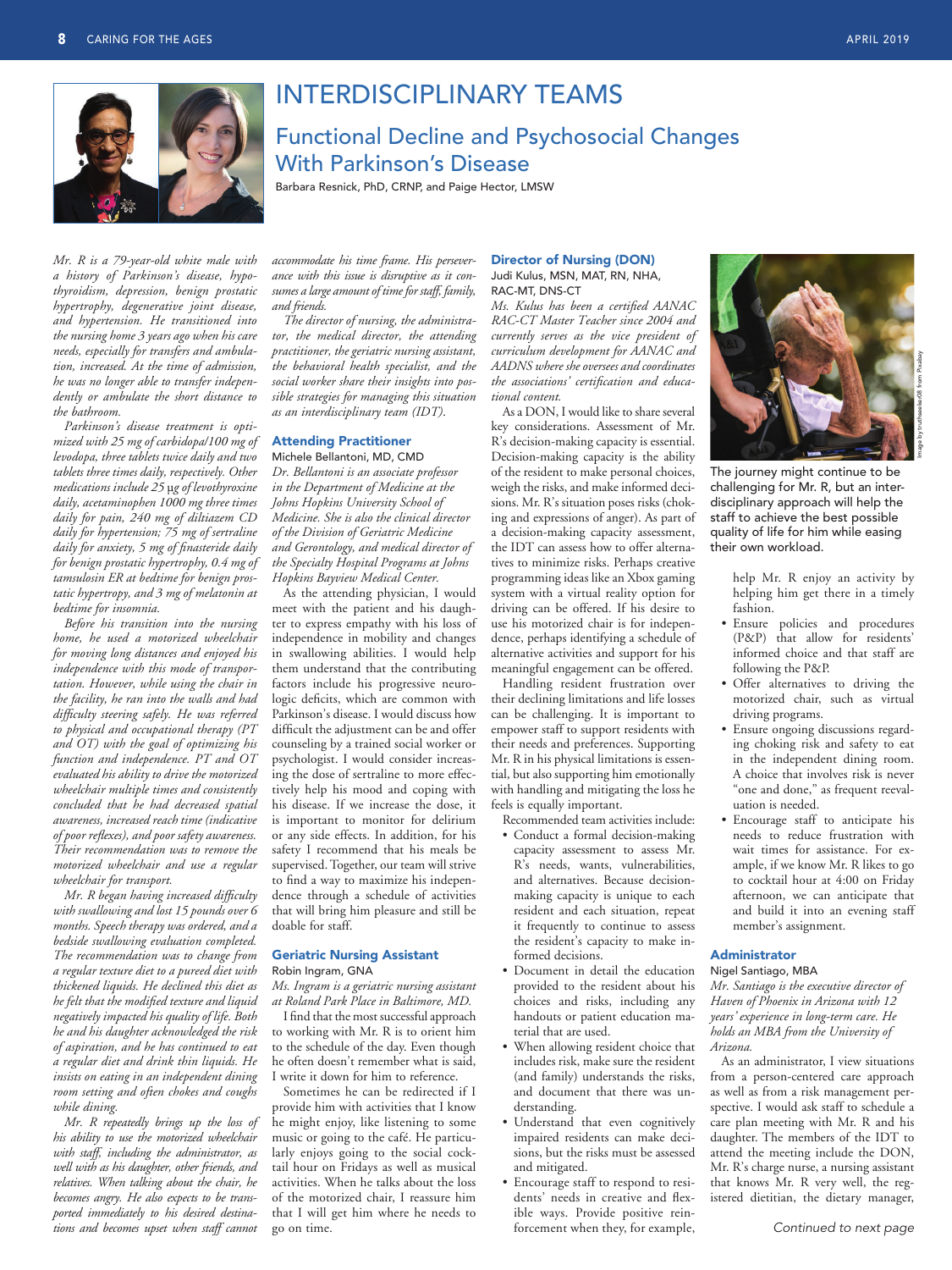# INTERDISCIPLINARY TEAMS

## Functional Decline and Psychosocial Changes With Parkinson's Disease

Barbara Resnick, PhD, CRNP, and Paige Hector, LMSW

*Mr. R is a 79-year-old white male with a history of Parkinson's disease, hypothyroidism, depression, benign prostatic hypertrophy, degenerative joint disease, and hypertension. He transitioned into the nursing home 3 years ago when his care needs, especially for transfers and ambulation, increased. At the time of admission, he was no longer able to transfer independently or ambulate the short distance to the bathroom.*

*Parkinson's disease treatment is optimized with 25 mg of carbidopa/100 mg of levodopa, three tablets twice daily and two tablets three times daily, respectively. Other medications include 25 μg of levothyroxine daily, acetaminophen 1000 mg three times daily for pain, 240 mg of diltiazem CD daily for hypertension; 75 mg of sertraline daily for anxiety, 5 mg of finasteride daily for benign prostatic hypertrophy, 0.4 mg of tamsulosin ER at bedtime for benign prostatic hypertropy, and 3 mg of melatonin at bedtime for insomnia.*

*Before his transition into the nursing home, he used a motorized wheelchair for moving long distances and enjoyed his independence with this mode of transportation. However, while using the chair in the facility, he ran into the walls and had difficulty steering safely. He was referred to physical and occupational therapy (PT and OT) with the goal of optimizing his function and independence. PT and OT evaluated his ability to drive the motorized wheelchair multiple times and consistently concluded that he had decreased spatial awareness, increased reach time (indicative of poor reflexes), and poor safety awareness. Their recommendation was to remove the motorized wheelchair and use a regular wheelchair for transport.*

*Mr. R began having increased difficulty with swallowing and lost 15 pounds over 6 months. Speech therapy was ordered, and a bedside swallowing evaluation completed. The recommendation was to change from a regular texture diet to a pureed diet with thickened liquids. He declined this diet as he felt that the modified texture and liquid negatively impacted his quality of life. Both he and his daughter acknowledged the risk of aspiration, and he has continued to eat a regular diet and drink thin liquids. He insists on eating in an independent dining room setting and often chokes and coughs while dining.*

*Mr. R repeatedly brings up the loss of his ability to use the motorized wheelchair with staff, including the administrator, as well as with his daughter, other friends, and relatives. When talking about the chair, he becomes angry. He also expects to be transported immediately to his desired destinations and becomes upset when staff cannot accommodate his time frame. His perseverance with this issue is disruptive as it consumes a large amount of time for staff, family, and friends.*

*The director of nursing, the administrator, the medical director, the attending practitioner, the geriatric nursing assistant, the behavioral health specialist, and the social worker share their insights into possible strategies for managing this situation as an interdisciplinary team (IDT).*

### Attending Practitioner

Michele Bellantoni, MD, CMD

*Dr. Bellantoni is an associate professor in the Department of Medicine at the Johns Hopkins University School of Medicine. She is also the clinical director of the Division of Geriatric Medicine and Gerontology, and medical director of the Specialty Hospital Programs at Johns Hopkins Bayview Medical Center.*

As the attending physician, I would meet with the patient and his daughter to express empathy with his loss of independence in mobility and changes in swallowing abilities. I would help them understand that the contributing factors include his progressive neurologic deficits, which are common with Parkinson's disease. I would discuss how difficult the adjustment can be and offer counseling by a trained social worker or psychologist. I would consider increasing the dose of sertraline to more effectively help his mood and coping with his disease. If we increase the dose, it is important to monitor for delirium or any side effects. In addition, for his safety I recommend that his meals be supervised. Together, our team will strive to find a way to maximize his independence through a schedule of activities that will bring him pleasure and still be doable for staff.

### Geriatric Nursing Assistant

Robin Ingram, GNA

*Ms. Ingram is a geriatric nursing assistant at Roland Park Place in Baltimore, MD.*

I find that the most successful approach to working with Mr. R is to orient him to the schedule of the day. Even though he often doesn't remember what is said, I write it down for him to reference.

Sometimes he can be redirected if I provide him with activities that I know he might enjoy, like listening to some music or going to the café. He particularly enjoys going to the social cocktail hour on Fridays as well as musical activities. When he talks about the loss of the motorized chair, I reassure him that I will get him where he needs to go on time.

### Director of Nursing (DON)

Judi Kulus, MSN, MAT, RN, NHA, RAC-MT, DNS-CT

*Ms. Kulus has been a certified AANAC RAC-CT Master Teacher since 2004 and currently serves as the vice president of curriculum development for AANAC and AADNS where she oversees and coordinates the associations' certification and educational content.*

As a DON, I would like to share several key considerations. Assessment of Mr. R's decision-making capacity is essential. Decision-making capacity is the ability of the resident to make personal choices, weigh the risks, and make informed decisions. Mr. R's situation poses risks (choking and expressions of anger). As part of a decision-making capacity assessment, the IDT can assess how to offer alternatives to minimize risks. Perhaps creative programming ideas like an Xbox gaming system with a virtual reality option for driving can be offered. If his desire to use his motorized chair is for independence, perhaps identifying a schedule of alternative activities and support for his meaningful engagement can be offered.

Handling resident frustration over their declining limitations and life losses can be challenging. It is important to empower staff to support residents with their needs and preferences. Supporting Mr. R in his physical limitations is essential, but also supporting him emotionally with handling and mitigating the loss he feels is equally important.

Recommended team activities include:

- Conduct a formal decision-making capacity assessment to assess Mr. R's needs, wants, vulnerabilities, and alternatives. Because decision-making capacity is unique to each resident and each situation, repeat it frequently to continue to assess the resident's capacity to make informed decisions.
- Document in detail the education provided to the resident about his choices and risks, including any handouts or patient education material that are used.
- When allowing resident choice that includes risk, make sure the resident (and family) understands the risks, and document that there was understanding.
- Understand that even cognitively impaired residents can make decisions, but the risks must be assessed and mitigated.
- Encourage staff to respond to residents' needs in creative and flexible ways. Provide positive reinforcement when they, for example, help Mr. R enjoy an activity by helping him get there in a timely fashion.
- Ensure policies and procedures (P&P) that allow for residents' informed choice and that staff are following the P&P.
- Offer alternatives to driving the motorized chair, such as virtual driving programs.
- Ensure ongoing discussions regarding choking risk and safety to eat in the independent dining room. A choice that involves risk is never "one and done," as frequent reevaluation is needed.
- Encourage staff to anticipate his needs to reduce frustration with wait times for assistance. For example, if we know Mr. R likes to go to cocktail hour at 4:00 on Friday afternoon, we can anticipate that and build it into an evening staff member's assignment.

The journey might continue to be challenging for Mr. R, but an interdisciplinary approach will help the staff to achieve the best possible quality of life for him while easing their own workload.

### Administrator

Nigel Santiago, MBA

*Mr. Santiago is the executive director of Haven of Phoenix in Arizona with 12 years' experience in long-term care. He holds an MBA from the University of Arizona.*

As an administrator, I view situations from a person-centered care approach as well as from a risk management perspective. I would ask staff to schedule a care plan meeting with Mr. R and his daughter. The members of the IDT to attend the meeting include the DON, Mr. R's charge nurse, a nursing assistant that knows Mr. R very well, the registered dietitian, the dietary manager,

*Continued to next page*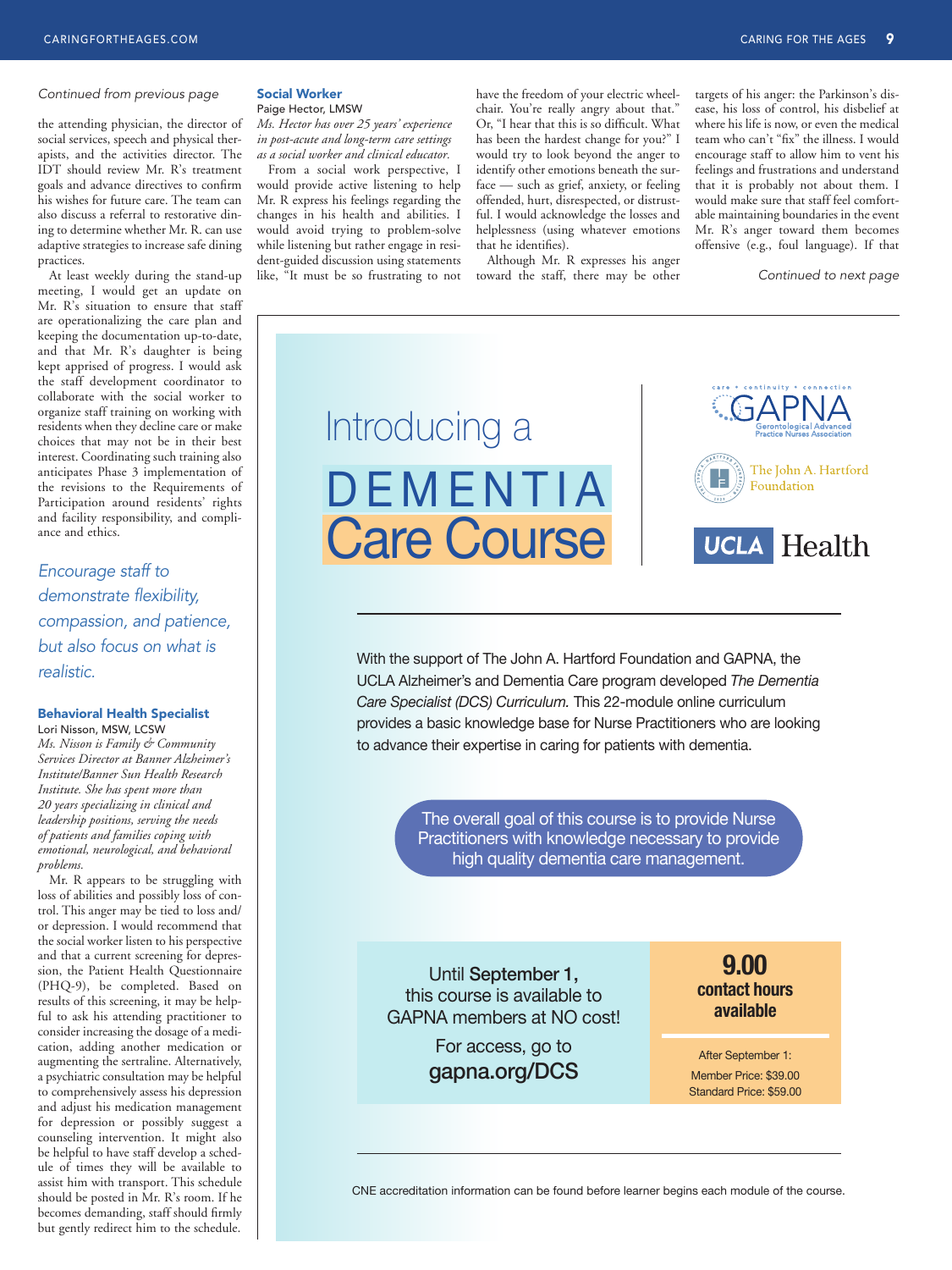*Continued from previous page*

the attending physician, the director of social services, speech and physical therapists, and the activities director. The IDT should review Mr. R's treatment goals and advance directives to confirm his wishes for future care. The team can also discuss a referral to restorative dining to determine whether Mr. R. can use adaptive strategies to increase safe dining practices.

At least weekly during the stand-up meeting, I would get an update on Mr. R's situation to ensure that staff are operationalizing the care plan and keeping the documentation up-to-date, and that Mr. R's daughter is being kept apprised of progress. I would ask the staff development coordinator to collaborate with the social worker to organize staff training on working with residents when they decline care or make choices that may not be in their best interest. Coordinating such training also anticipates Phase 3 implementation of the revisions to the Requirements of Participation around residents' rights and facility responsibility, and compliance and ethics.

*Encourage staff to demonstrate flexibility, compassion, and patience, but also focus on what is realistic.*

### Behavioral Health Specialist

Lori Nisson, MSW, LCSW

*Ms. Nisson is Family & Community Services Director at Banner Alzheimer's Institute/Banner Sun Health Research Institute. She has spent more than 20 years specializing in clinical and leadership positions, serving the needs of patients and families coping with emotional, neurological, and behavioral problems.*

Mr. R appears to be struggling with loss of abilities and possibly loss of control. This anger may be tied to loss and/or depression. I would recommend that the social worker listen to his perspective and that a current screening for depression, the Patient Health Questionnaire (PHQ-9), be completed. Based on results of this screening, it may be helpful to ask his attending practitioner to consider increasing the dosage of a medication, adding another medication or augmenting the sertraline. Alternatively, a psychiatric consultation may be helpful to comprehensively assess his depression and adjust his medication management for depression or possibly suggest a counseling intervention. It might also be helpful to have staff develop a schedule of times they will be available to assist him with transport. This schedule should be posted in Mr. R's room. If he becomes demanding, staff should firmly but gently redirect him to the schedule.

### Social Worker

Paige Hector, LMSW

*Ms. Hector has over 25 years' experience in post-acute and long-term care settings as a social worker and clinical educator.*

From a social work perspective, I would provide active listening to help Mr. R express his feelings regarding the changes in his health and abilities. I would avoid trying to problem-solve while listening but rather engage in resident-guided discussion using statements like, "It must be so frustrating to not have the freedom of your electric wheelchair. You're really angry about that." Or, "I hear that this is so difficult. What has been the hardest change for you?" I would try to look beyond the anger to identify other emotions beneath the surface — such as grief, anxiety, or feeling offended, hurt, disrespected, or distrustful. I would acknowledge the losses and helplessness (using whatever emotions that he identifies).

Although Mr. R expresses his anger toward the staff, there may be other targets of his anger: the Parkinson's disease, his loss of control, his disbelief at where his life is now, or even the medical team who can't "fix" the illness. I would encourage staff to allow him to vent his feelings and frustrations and understand that it is probably not about them. I would make sure that staff feel comfortable maintaining boundaries in the event Mr. R's anger toward them becomes offensive (e.g., foul language). If that

*Continued to next page*

---

GAPNA — Gerontological Advanced Practice Nurses Association
The John A. Hartford Foundation
UCLA Health

# Introducing a DEMENTIA Care Course

With the support of The John A. Hartford Foundation and GAPNA, the UCLA Alzheimer's and Dementia Care program developed *The Dementia Care Specialist (DCS) Curriculum.* This 22-module online curriculum provides a basic knowledge base for Nurse Practitioners who are looking to advance their expertise in caring for patients with dementia.

The overall goal of this course is to provide Nurse Practitioners with knowledge necessary to provide high quality dementia care management.

Until **September 1,** this course is available to GAPNA members at NO cost!

For access, go to **gapna.org/DCS**

**9.00 contact hours available**

After September 1:
Member Price: $39.00
Standard Price: $59.00

CNE accreditation information can be found before learner begins each module of the course.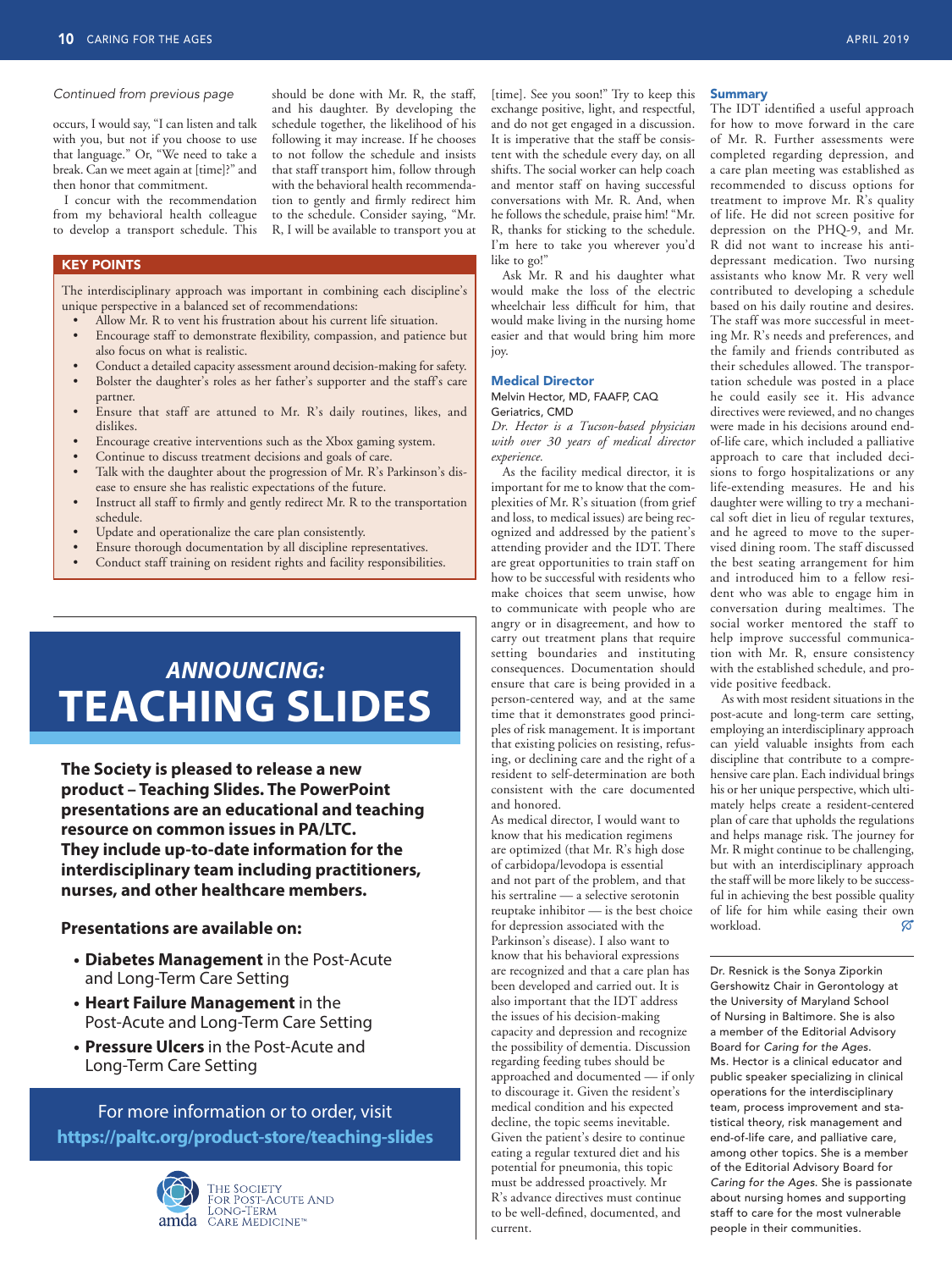*Continued from previous page*

occurs, I would say, "I can listen and talk with you, but not if you choose to use that language." Or, "We need to take a break. Can we meet again at [time]?" and then honor that commitment.

I concur with the recommendation from my behavioral health colleague to develop a transport schedule. This should be done with Mr. R, the staff, and his daughter. By developing the schedule together, the likelihood of his following it may increase. If he chooses to not follow the schedule and insists that staff transport him, follow through with the behavioral health recommendation to gently and firmly redirect him to the schedule. Consider saying, "Mr. R, I will be available to transport you at [time]. See you soon!" Try to keep this exchange positive, light, and respectful, and do not get engaged in a discussion. It is imperative that the staff be consistent with the schedule every day, on all shifts. The social worker can help coach and mentor staff on having successful conversations with Mr. R. And, when he follows the schedule, praise him! "Mr. R, thanks for sticking to the schedule. I'm here to take you wherever you'd like to go!"

Ask Mr. R and his daughter what would make the loss of the electric wheelchair less difficult for him, that would make living in the nursing home easier and that would bring him more joy.

## KEY POINTS

The interdisciplinary approach was important in combining each discipline's unique perspective in a balanced set of recommendations:

- Allow Mr. R to vent his frustration about his current life situation.
- Encourage staff to demonstrate flexibility, compassion, and patience but also focus on what is realistic.
- Conduct a detailed capacity assessment around decision-making for safety.
- Bolster the daughter's roles as her father's supporter and the staff's care partner.
- Ensure that staff are attuned to Mr. R's daily routines, likes, and dislikes.
- Encourage creative interventions such as the Xbox gaming system.
- Continue to discuss treatment decisions and goals of care.
- Talk with the daughter about the progression of Mr. R's Parkinson's disease to ensure she has realistic expectations of the future.
- Instruct all staff to firmly and gently redirect Mr. R to the transportation schedule.
- Update and operationalize the care plan consistently.
- Ensure thorough documentation by all discipline representatives.
- Conduct staff training on resident rights and facility responsibilities.

## Medical Director

Melvin Hector, MD, FAAFP, CAQ Geriatrics, CMD

*Dr. Hector is a Tucson-based physician with over 30 years of medical director experience.*

As the facility medical director, it is important for me to know that the complexities of Mr. R's situation (from grief and loss, to medical issues) are being recognized and addressed by the patient's attending provider and the IDT. There are great opportunities to train staff on how to be successful with residents who make choices that seem unwise, how to communicate with people who are angry or in disagreement, and how to carry out treatment plans that require setting boundaries and instituting consequences. Documentation should ensure that care is being provided in a person-centered way, and at the same time that it demonstrates good principles of risk management. It is important that existing policies on resisting, refusing, or declining care and the right of a resident to self-determination are both consistent with the care documented and honored.

As medical director, I would want to know that his medication regimens are optimized (that Mr. R's high dose of carbidopa/levodopa is essential and not part of the problem, and that his sertraline — a selective serotonin reuptake inhibitor — is the best choice for depression associated with the Parkinson's disease). I also want to know that his behavioral expressions are recognized and that a care plan has been developed and carried out. It is also important that the IDT address the issues of his decision-making capacity and depression and recognize the possibility of dementia. Discussion regarding feeding tubes should be approached and documented — if only to discourage it. Given the resident's medical condition and his expected decline, the topic seems inevitable. Given the patient's desire to continue eating a regular textured diet and his potential for pneumonia, this topic must be addressed proactively. Mr R's advance directives must continue to be well-defined, documented, and current.

## Summary

The IDT identified a useful approach for how to move forward in the care of Mr. R. Further assessments were completed regarding depression, and a care plan meeting was established as recommended to discuss options for treatment to improve Mr. R's quality of life. He did not screen positive for depression on the PHQ-9, and Mr. R did not want to increase his antidepressant medication. Two nursing assistants who know Mr. R very well contributed to developing a schedule based on his daily routine and desires. The staff was more successful in meeting Mr. R's needs and preferences, and the family and friends contributed as their schedules allowed. The transportation schedule was posted in a place he could easily see it. His advance directives were reviewed, and no changes were made in his decisions around end-of-life care, which included a palliative approach to care that included decisions to forgo hospitalizations or any life-extending measures. He and his daughter were willing to try a mechanical soft diet in lieu of regular textures, and he agreed to move to the supervised dining room. The staff discussed the best seating arrangement for him and introduced him to a fellow resident who was able to engage him in conversation during mealtimes. The social worker mentored the staff to help improve successful communication with Mr. R, ensure consistency with the established schedule, and provide positive feedback.

As with most resident situations in the post-acute and long-term care setting, employing an interdisciplinary approach can yield valuable insights from each discipline that contribute to a comprehensive care plan. Each individual brings his or her unique perspective, which ultimately helps create a resident-centered plan of care that upholds the regulations and helps manage risk. The journey for Mr. R might continue to be challenging, but with an interdisciplinary approach the staff will be more likely to be successful in achieving the best possible quality of life for him while easing their own workload.

Dr. Resnick is the Sonya Ziporkin Gershowitz Chair in Gerontology at the University of Maryland School of Nursing in Baltimore. She is also a member of the Editorial Advisory Board for *Caring for the Ages*. Ms. Hector is a clinical educator and public speaker specializing in clinical operations for the interdisciplinary team, process improvement and statistical theory, risk management and end-of-life care, and palliative care, among other topics. She is a member of the Editorial Advisory Board for *Caring for the Ages*. She is passionate about nursing homes and supporting staff to care for the most vulnerable people in their communities.

---

## *ANNOUNCING:* TEACHING SLIDES

**The Society is pleased to release a new product – Teaching Slides. The PowerPoint presentations are an educational and teaching resource on common issues in PA/LTC. They include up-to-date information for the interdisciplinary team including practitioners, nurses, and other healthcare members.**

**Presentations are available on:**

- **Diabetes Management** in the Post-Acute and Long-Term Care Setting
- **Heart Failure Management** in the Post-Acute and Long-Term Care Setting
- **Pressure Ulcers** in the Post-Acute and Long-Term Care Setting

For more information or to order, visit **https://paltc.org/product-store/teaching-slides**

amda The Society for Post-Acute and Long-Term Care Medicine™